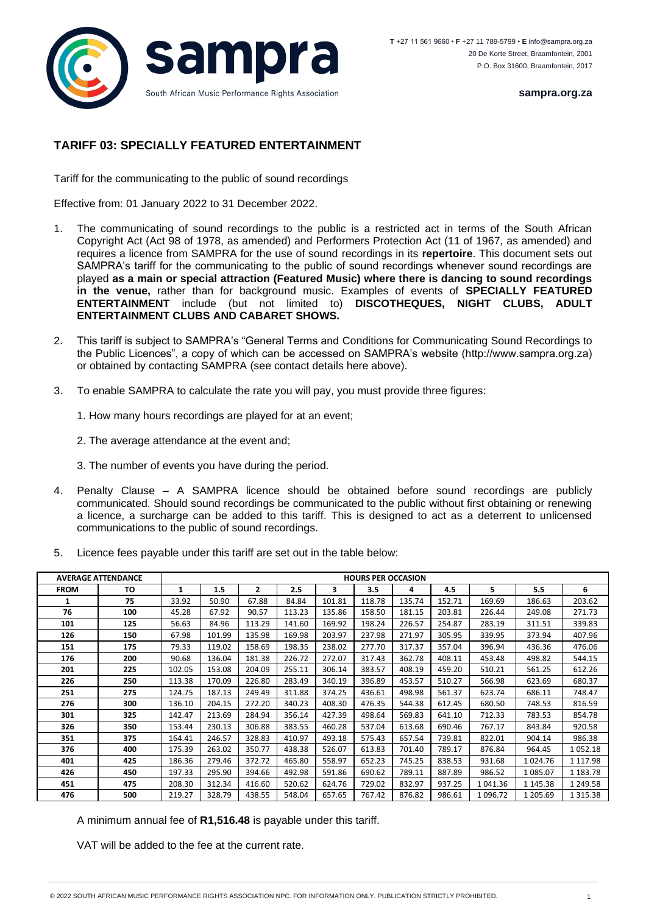sampra

South African Music Performance Rights Association

**T** +27 11 561 9660 • **F** +27 11 789-5799 • **E** info@sampra.org.za
20 De Korte Street, Braamfontein, 2001
P.O. Box 31600, Braamfontein, 2017

**sampra.org.za**

## TARIFF 03: SPECIALLY FEATURED ENTERTAINMENT

Tariff for the communicating to the public of sound recordings

Effective from: 01 January 2022 to 31 December 2022.

1. The communicating of sound recordings to the public is a restricted act in terms of the South African Copyright Act (Act 98 of 1978, as amended) and Performers Protection Act (11 of 1967, as amended) and requires a licence from SAMPRA for the use of sound recordings in its **repertoire**. This document sets out SAMPRA's tariff for the communicating to the public of sound recordings whenever sound recordings are played **as a main or special attraction (Featured Music) where there is dancing to sound recordings in the venue,** rather than for background music. Examples of events of **SPECIALLY FEATURED ENTERTAINMENT** include (but not limited to) **DISCOTHEQUES, NIGHT CLUBS, ADULT ENTERTAINMENT CLUBS AND CABARET SHOWS.**

2. This tariff is subject to SAMPRA's "General Terms and Conditions for Communicating Sound Recordings to the Public Licences", a copy of which can be accessed on SAMPRA's website (http://www.sampra.org.za) or obtained by contacting SAMPRA (see contact details here above).

3. To enable SAMPRA to calculate the rate you will pay, you must provide three figures:

   1. How many hours recordings are played for at an event;

   2. The average attendance at the event and;

   3. The number of events you have during the period.

4. Penalty Clause – A SAMPRA licence should be obtained before sound recordings are publicly communicated. Should sound recordings be communicated to the public without first obtaining or renewing a licence, a surcharge can be added to this tariff. This is designed to act as a deterrent to unlicensed communications to the public of sound recordings.

5. Licence fees payable under this tariff are set out in the table below:

| AVERAGE ATTENDANCE | | HOURS PER OCCASION | | | | | | | | | | |
|---|---|---|---|---|---|---|---|---|---|---|---|---|
| **FROM** | **TO** | **1** | **1.5** | **2** | **2.5** | **3** | **3.5** | **4** | **4.5** | **5** | **5.5** | **6** |
| **1** | **75** | 33.92 | 50.90 | 67.88 | 84.84 | 101.81 | 118.78 | 135.74 | 152.71 | 169.69 | 186.63 | 203.62 |
| **76** | **100** | 45.28 | 67.92 | 90.57 | 113.23 | 135.86 | 158.50 | 181.15 | 203.81 | 226.44 | 249.08 | 271.73 |
| **101** | **125** | 56.63 | 84.96 | 113.29 | 141.60 | 169.92 | 198.24 | 226.57 | 254.87 | 283.19 | 311.51 | 339.83 |
| **126** | **150** | 67.98 | 101.99 | 135.98 | 169.98 | 203.97 | 237.98 | 271.97 | 305.95 | 339.95 | 373.94 | 407.96 |
| **151** | **175** | 79.33 | 119.02 | 158.69 | 198.35 | 238.02 | 277.70 | 317.37 | 357.04 | 396.94 | 436.36 | 476.06 |
| **176** | **200** | 90.68 | 136.04 | 181.38 | 226.72 | 272.07 | 317.43 | 362.78 | 408.11 | 453.48 | 498.82 | 544.15 |
| **201** | **225** | 102.05 | 153.08 | 204.09 | 255.11 | 306.14 | 357.16 | 408.19 | 459.20 | 510.21 | 561.25 | 612.26 |
| **226** | **250** | 113.38 | 170.09 | 226.80 | 283.49 | 340.19 | 396.89 | 453.57 | 510.27 | 566.98 | 623.69 | 680.37 |
| **251** | **275** | 124.75 | 187.13 | 249.49 | 311.88 | 374.25 | 436.61 | 498.98 | 561.37 | 623.74 | 686.11 | 748.47 |
| **276** | **300** | 136.10 | 204.15 | 272.20 | 340.23 | 408.30 | 476.35 | 544.38 | 612.45 | 680.50 | 748.53 | 816.59 |
| **301** | **325** | 142.47 | 213.69 | 284.94 | 356.14 | 427.39 | 498.64 | 569.83 | 641.10 | 712.33 | 783.53 | 854.78 |
| **326** | **350** | 153.44 | 230.13 | 306.88 | 383.55 | 460.28 | 537.04 | 613.68 | 690.46 | 767.17 | 843.84 | 920.58 |
| **351** | **375** | 164.41 | 246.57 | 328.83 | 410.97 | 493.18 | 575.43 | 657.54 | 739.81 | 822.01 | 904.14 | 986.38 |
| **376** | **400** | 175.39 | 263.02 | 350.77 | 438.38 | 526.07 | 613.83 | 701.40 | 789.17 | 876.84 | 964.45 | 1 052.18 |
| **401** | **425** | 186.36 | 279.46 | 372.72 | 465.80 | 558.97 | 652.23 | 745.25 | 838.53 | 931.68 | 1 024.76 | 1 117.98 |
| **426** | **450** | 197.33 | 295.90 | 394.66 | 492.98 | 591.86 | 690.62 | 789.11 | 887.89 | 986.52 | 1 085.07 | 1 183.78 |
| **451** | **475** | 208.30 | 312.34 | 416.60 | 520.62 | 624.76 | 729.02 | 832.97 | 937.25 | 1 041.36 | 1 145.38 | 1 249.58 |
| **476** | **500** | 219.27 | 328.79 | 438.55 | 548.04 | 657.65 | 767.42 | 876.82 | 986.61 | 1 096.72 | 1 205.69 | 1 315.38 |

A minimum annual fee of **R1,516.48** is payable under this tariff.

VAT will be added to the fee at the current rate.

© 2022 SOUTH AFRICAN MUSIC PERFORMANCE RIGHTS ASSOCIATION NPC. FOR INFORMATION ONLY. PUBLICATION STRICTLY PROHIBITED.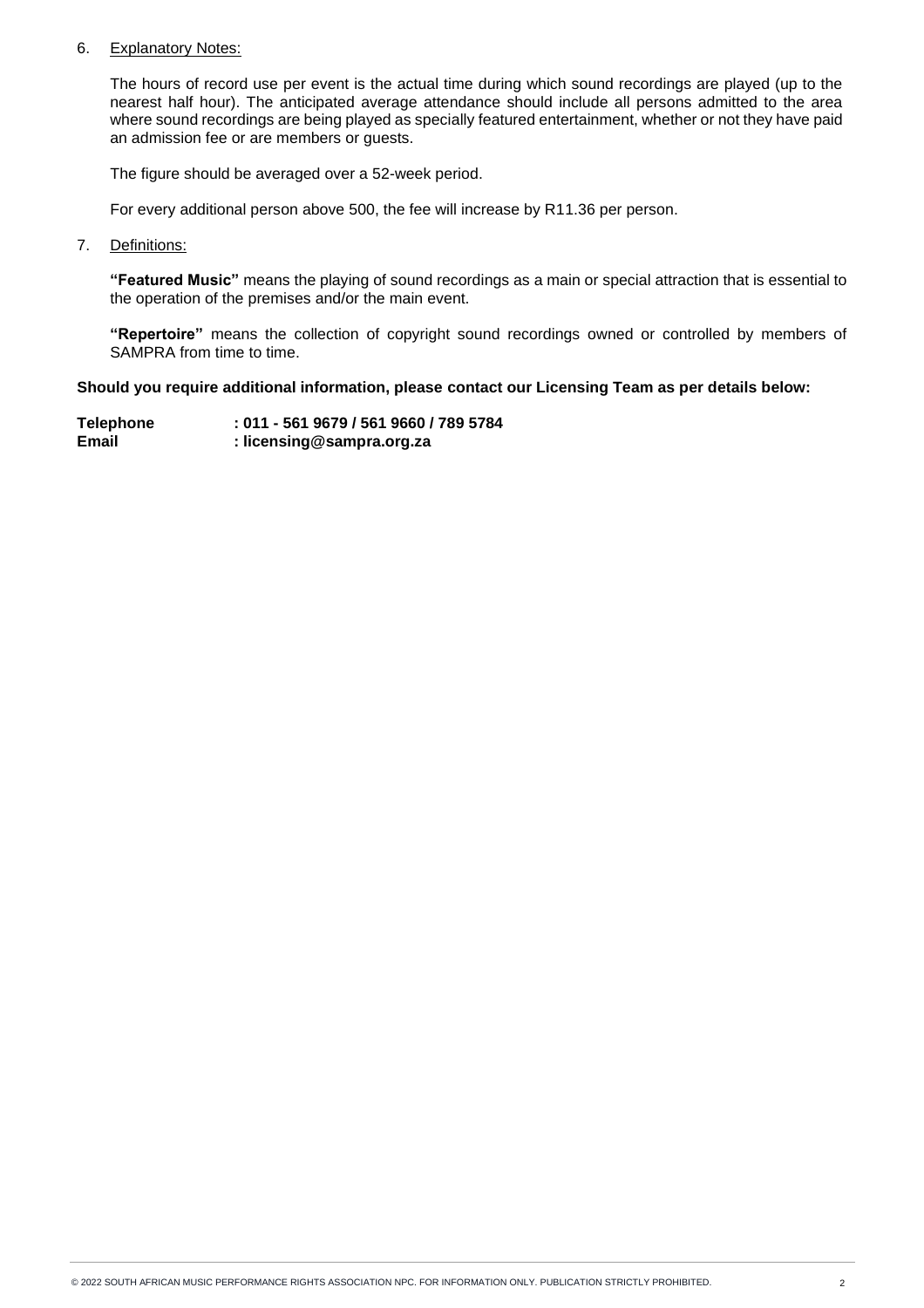6. Explanatory Notes:

   The hours of record use per event is the actual time during which sound recordings are played (up to the nearest half hour). The anticipated average attendance should include all persons admitted to the area where sound recordings are being played as specially featured entertainment, whether or not they have paid an admission fee or are members or guests.

   The figure should be averaged over a 52-week period.

   For every additional person above 500, the fee will increase by R11.36 per person.

7. Definitions:

   **"Featured Music"** means the playing of sound recordings as a main or special attraction that is essential to the operation of the premises and/or the main event.

   **"Repertoire"** means the collection of copyright sound recordings owned or controlled by members of SAMPRA from time to time.

**Should you require additional information, please contact our Licensing Team as per details below:**

**Telephone : 011 - 561 9679 / 561 9660 / 789 5784**
**Email : licensing@sampra.org.za**

© 2022 SOUTH AFRICAN MUSIC PERFORMANCE RIGHTS ASSOCIATION NPC. FOR INFORMATION ONLY. PUBLICATION STRICTLY PROHIBITED.